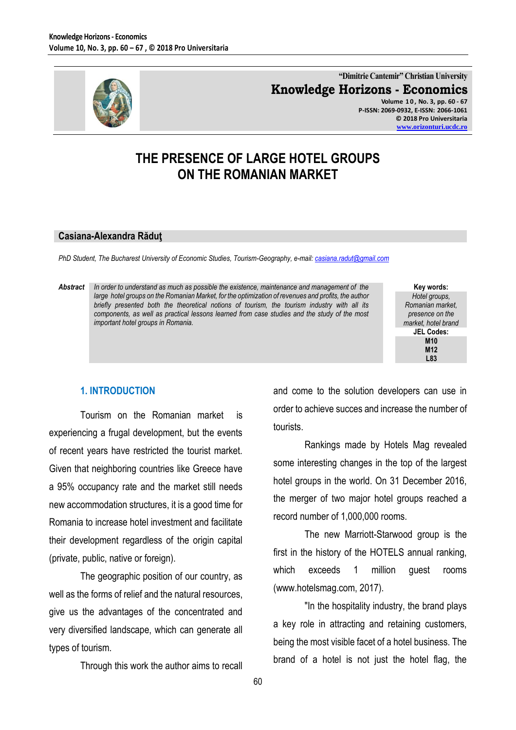"Dimitrie Cantemir" Christian University

**Knowledge Horizons - Economics**

Volume 10, No. 3, pp. 60 - 67
P-ISSN: 2069-0932, E-ISSN: 2066-1061
© 2018 Pro Universitaria
www.orizonturi.ucdc.ro

# THE PRESENCE OF LARGE HOTEL GROUPS ON THE ROMANIAN MARKET

**Casiana-Alexandra Răduţ**

*PhD Student, The Bucharest University of Economic Studies, Tourism-Geography, e-mail: casiana.radut@gmail.com*

***Abstract*** *In order to understand as much as possible the existence, maintenance and management of the large hotel groups on the Romanian Market, for the optimization of revenues and profits, the author briefly presented both the theoretical notions of tourism, the tourism industry with all its components, as well as practical lessons learned from case studies and the study of the most important hotel groups in Romania.*

**Key words:** *Hotel groups, Romanian market, presence on the market, hotel brand*

**JEL Codes:** M10, M12, L83

## 1. INTRODUCTION

Tourism on the Romanian market is experiencing a frugal development, but the events of recent years have restricted the tourist market. Given that neighboring countries like Greece have a 95% occupancy rate and the market still needs new accommodation structures, it is a good time for Romania to increase hotel investment and facilitate their development regardless of the origin capital (private, public, native or foreign).

The geographic position of our country, as well as the forms of relief and the natural resources, give us the advantages of the concentrated and very diversified landscape, which can generate all types of tourism.

Through this work the author aims to recall and come to the solution developers can use in order to achieve succes and increase the number of tourists.

Rankings made by Hotels Mag revealed some interesting changes in the top of the largest hotel groups in the world. On 31 December 2016, the merger of two major hotel groups reached a record number of 1,000,000 rooms.

The new Marriott-Starwood group is the first in the history of the HOTELS annual ranking, which exceeds 1 million guest rooms (www.hotelsmag.com, 2017).

"In the hospitality industry, the brand plays a key role in attracting and retaining customers, being the most visible facet of a hotel business. The brand of a hotel is not just the hotel flag, the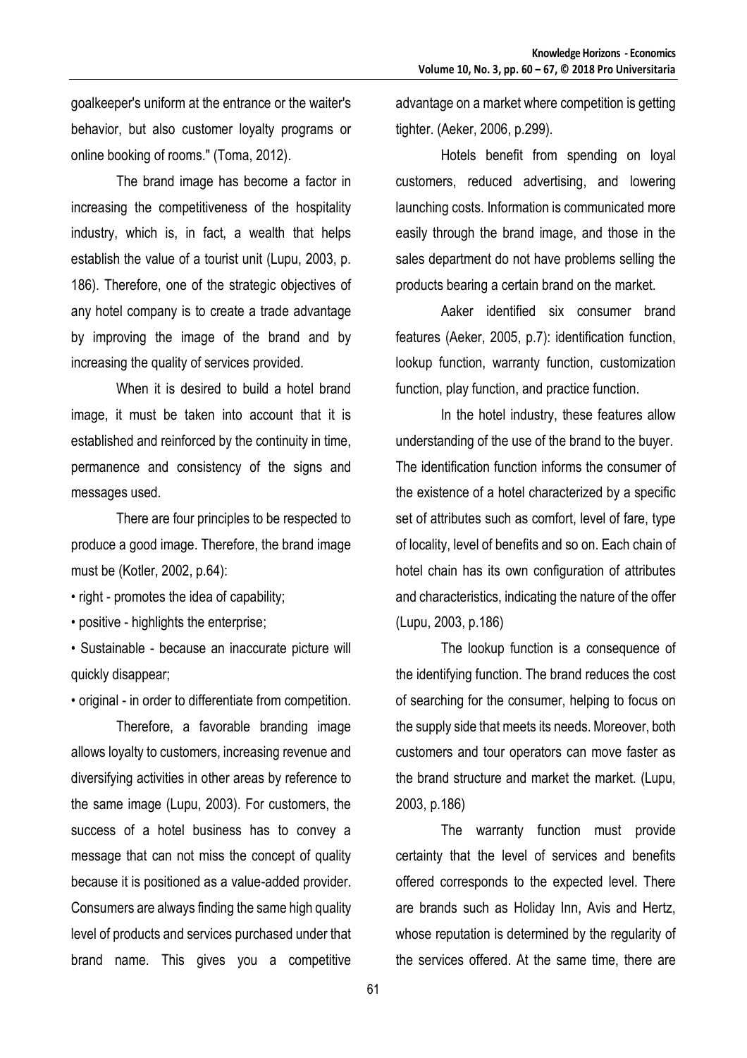goalkeeper's uniform at the entrance or the waiter's behavior, but also customer loyalty programs or online booking of rooms." (Toma, 2012).

The brand image has become a factor in increasing the competitiveness of the hospitality industry, which is, in fact, a wealth that helps establish the value of a tourist unit (Lupu, 2003, p. 186). Therefore, one of the strategic objectives of any hotel company is to create a trade advantage by improving the image of the brand and by increasing the quality of services provided.

When it is desired to build a hotel brand image, it must be taken into account that it is established and reinforced by the continuity in time, permanence and consistency of the signs and messages used.

There are four principles to be respected to produce a good image. Therefore, the brand image must be (Kotler, 2002, p.64):

- right - promotes the idea of capability;
- positive - highlights the enterprise;
- Sustainable - because an inaccurate picture will quickly disappear;
- original - in order to differentiate from competition.

Therefore, a favorable branding image allows loyalty to customers, increasing revenue and diversifying activities in other areas by reference to the same image (Lupu, 2003). For customers, the success of a hotel business has to convey a message that can not miss the concept of quality because it is positioned as a value-added provider. Consumers are always finding the same high quality level of products and services purchased under that brand name. This gives you a competitive advantage on a market where competition is getting tighter. (Aeker, 2006, p.299).

Hotels benefit from spending on loyal customers, reduced advertising, and lowering launching costs. Information is communicated more easily through the brand image, and those in the sales department do not have problems selling the products bearing a certain brand on the market.

Aaker identified six consumer brand features (Aeker, 2005, p.7): identification function, lookup function, warranty function, customization function, play function, and practice function.

In the hotel industry, these features allow understanding of the use of the brand to the buyer. The identification function informs the consumer of the existence of a hotel characterized by a specific set of attributes such as comfort, level of fare, type of locality, level of benefits and so on. Each chain of hotel chain has its own configuration of attributes and characteristics, indicating the nature of the offer (Lupu, 2003, p.186)

The lookup function is a consequence of the identifying function. The brand reduces the cost of searching for the consumer, helping to focus on the supply side that meets its needs. Moreover, both customers and tour operators can move faster as the brand structure and market the market. (Lupu, 2003, p.186)

The warranty function must provide certainty that the level of services and benefits offered corresponds to the expected level. There are brands such as Holiday Inn, Avis and Hertz, whose reputation is determined by the regularity of the services offered. At the same time, there are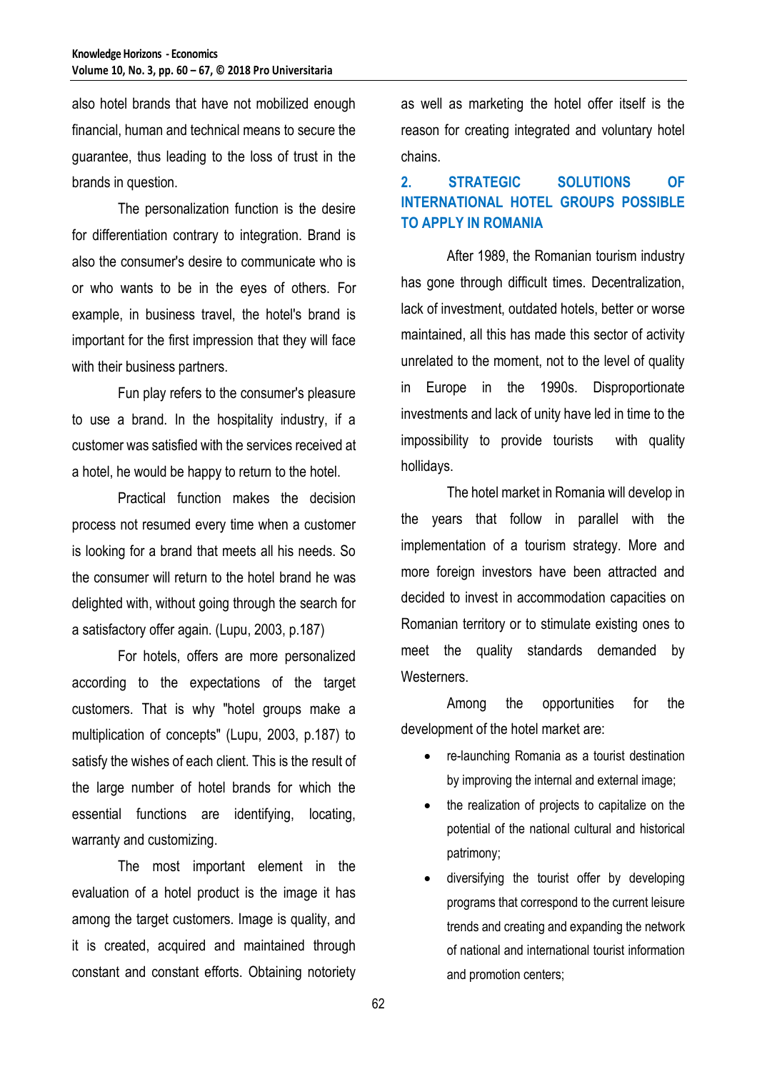also hotel brands that have not mobilized enough financial, human and technical means to secure the guarantee, thus leading to the loss of trust in the brands in question.

The personalization function is the desire for differentiation contrary to integration. Brand is also the consumer's desire to communicate who is or who wants to be in the eyes of others. For example, in business travel, the hotel's brand is important for the first impression that they will face with their business partners.

Fun play refers to the consumer's pleasure to use a brand. In the hospitality industry, if a customer was satisfied with the services received at a hotel, he would be happy to return to the hotel.

Practical function makes the decision process not resumed every time when a customer is looking for a brand that meets all his needs. So the consumer will return to the hotel brand he was delighted with, without going through the search for a satisfactory offer again. (Lupu, 2003, p.187)

For hotels, offers are more personalized according to the expectations of the target customers. That is why "hotel groups make a multiplication of concepts" (Lupu, 2003, p.187) to satisfy the wishes of each client. This is the result of the large number of hotel brands for which the essential functions are identifying, locating, warranty and customizing.

The most important element in the evaluation of a hotel product is the image it has among the target customers. Image is quality, and it is created, acquired and maintained through constant and constant efforts. Obtaining notoriety as well as marketing the hotel offer itself is the reason for creating integrated and voluntary hotel chains.

## 2. STRATEGIC SOLUTIONS OF INTERNATIONAL HOTEL GROUPS POSSIBLE TO APPLY IN ROMANIA

After 1989, the Romanian tourism industry has gone through difficult times. Decentralization, lack of investment, outdated hotels, better or worse maintained, all this has made this sector of activity unrelated to the moment, not to the level of quality in Europe in the 1990s. Disproportionate investments and lack of unity have led in time to the impossibility to provide tourists with quality hollidays.

The hotel market in Romania will develop in the years that follow in parallel with the implementation of a tourism strategy. More and more foreign investors have been attracted and decided to invest in accommodation capacities on Romanian territory or to stimulate existing ones to meet the quality standards demanded by Westerners.

Among the opportunities for the development of the hotel market are:

- re-launching Romania as a tourist destination by improving the internal and external image;
- the realization of projects to capitalize on the potential of the national cultural and historical patrimony;
- diversifying the tourist offer by developing programs that correspond to the current leisure trends and creating and expanding the network of national and international tourist information and promotion centers;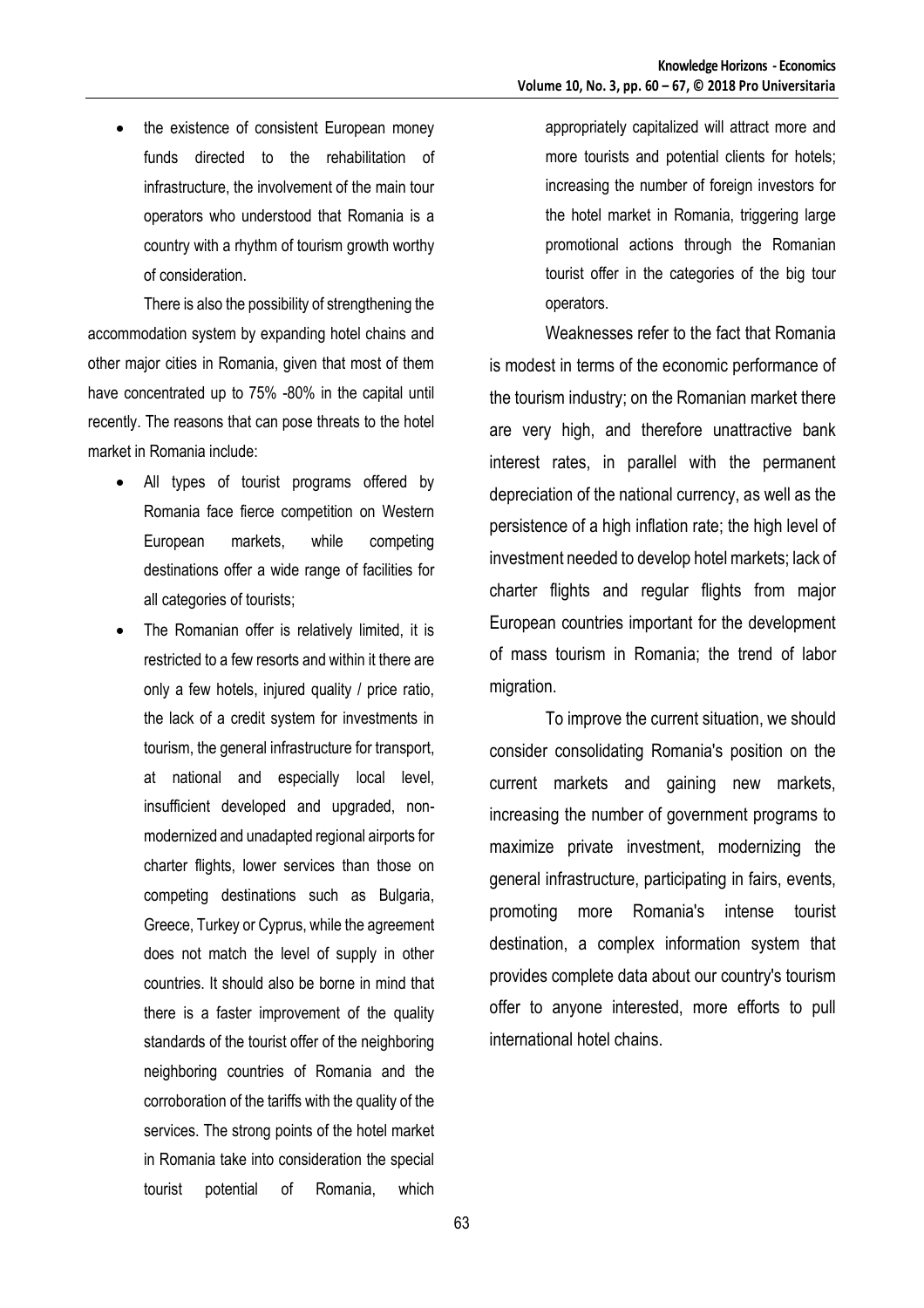- the existence of consistent European money funds directed to the rehabilitation of infrastructure, the involvement of the main tour operators who understood that Romania is a country with a rhythm of tourism growth worthy of consideration.

There is also the possibility of strengthening the accommodation system by expanding hotel chains and other major cities in Romania, given that most of them have concentrated up to 75% -80% in the capital until recently. The reasons that can pose threats to the hotel market in Romania include:

- All types of tourist programs offered by Romania face fierce competition on Western European markets, while competing destinations offer a wide range of facilities for all categories of tourists;
- The Romanian offer is relatively limited, it is restricted to a few resorts and within it there are only a few hotels, injured quality / price ratio, the lack of a credit system for investments in tourism, the general infrastructure for transport, at national and especially local level, insufficient developed and upgraded, non-modernized and unadapted regional airports for charter flights, lower services than those on competing destinations such as Bulgaria, Greece, Turkey or Cyprus, while the agreement does not match the level of supply in other countries. It should also be borne in mind that there is a faster improvement of the quality standards of the tourist offer of the neighboring neighboring countries of Romania and the corroboration of the tariffs with the quality of the services. The strong points of the hotel market in Romania take into consideration the special tourist potential of Romania, which appropriately capitalized will attract more and more tourists and potential clients for hotels; increasing the number of foreign investors for the hotel market in Romania, triggering large promotional actions through the Romanian tourist offer in the categories of the big tour operators.

Weaknesses refer to the fact that Romania is modest in terms of the economic performance of the tourism industry; on the Romanian market there are very high, and therefore unattractive bank interest rates, in parallel with the permanent depreciation of the national currency, as well as the persistence of a high inflation rate; the high level of investment needed to develop hotel markets; lack of charter flights and regular flights from major European countries important for the development of mass tourism in Romania; the trend of labor migration.

To improve the current situation, we should consider consolidating Romania's position on the current markets and gaining new markets, increasing the number of government programs to maximize private investment, modernizing the general infrastructure, participating in fairs, events, promoting more Romania's intense tourist destination, a complex information system that provides complete data about our country's tourism offer to anyone interested, more efforts to pull international hotel chains.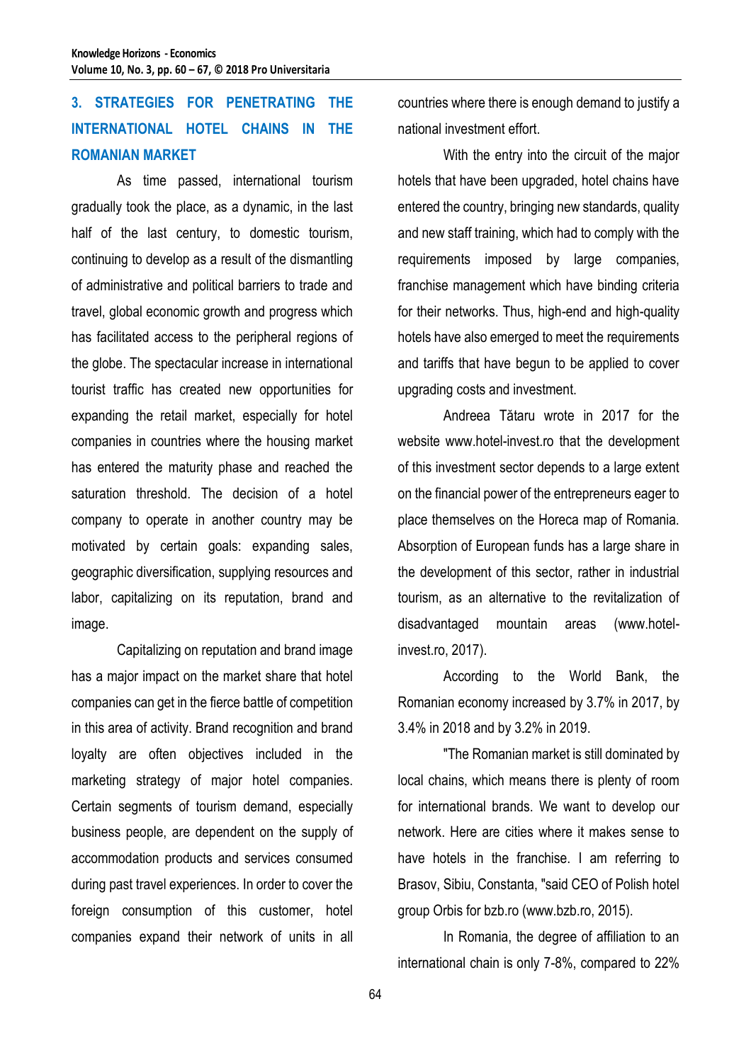## 3. STRATEGIES FOR PENETRATING THE INTERNATIONAL HOTEL CHAINS IN THE ROMANIAN MARKET

As time passed, international tourism gradually took the place, as a dynamic, in the last half of the last century, to domestic tourism, continuing to develop as a result of the dismantling of administrative and political barriers to trade and travel, global economic growth and progress which has facilitated access to the peripheral regions of the globe. The spectacular increase in international tourist traffic has created new opportunities for expanding the retail market, especially for hotel companies in countries where the housing market has entered the maturity phase and reached the saturation threshold. The decision of a hotel company to operate in another country may be motivated by certain goals: expanding sales, geographic diversification, supplying resources and labor, capitalizing on its reputation, brand and image.

Capitalizing on reputation and brand image has a major impact on the market share that hotel companies can get in the fierce battle of competition in this area of activity. Brand recognition and brand loyalty are often objectives included in the marketing strategy of major hotel companies. Certain segments of tourism demand, especially business people, are dependent on the supply of accommodation products and services consumed during past travel experiences. In order to cover the foreign consumption of this customer, hotel companies expand their network of units in all countries where there is enough demand to justify a national investment effort.

With the entry into the circuit of the major hotels that have been upgraded, hotel chains have entered the country, bringing new standards, quality and new staff training, which had to comply with the requirements imposed by large companies, franchise management which have binding criteria for their networks. Thus, high-end and high-quality hotels have also emerged to meet the requirements and tariffs that have begun to be applied to cover upgrading costs and investment.

Andreea Tătaru wrote in 2017 for the website www.hotel-invest.ro that the development of this investment sector depends to a large extent on the financial power of the entrepreneurs eager to place themselves on the Horeca map of Romania. Absorption of European funds has a large share in the development of this sector, rather in industrial tourism, as an alternative to the revitalization of disadvantaged mountain areas (www.hotel-invest.ro, 2017).

According to the World Bank, the Romanian economy increased by 3.7% in 2017, by 3.4% in 2018 and by 3.2% in 2019.

"The Romanian market is still dominated by local chains, which means there is plenty of room for international brands. We want to develop our network. Here are cities where it makes sense to have hotels in the franchise. I am referring to Brasov, Sibiu, Constanta, "said CEO of Polish hotel group Orbis for bzb.ro (www.bzb.ro, 2015).

In Romania, the degree of affiliation to an international chain is only 7-8%, compared to 22%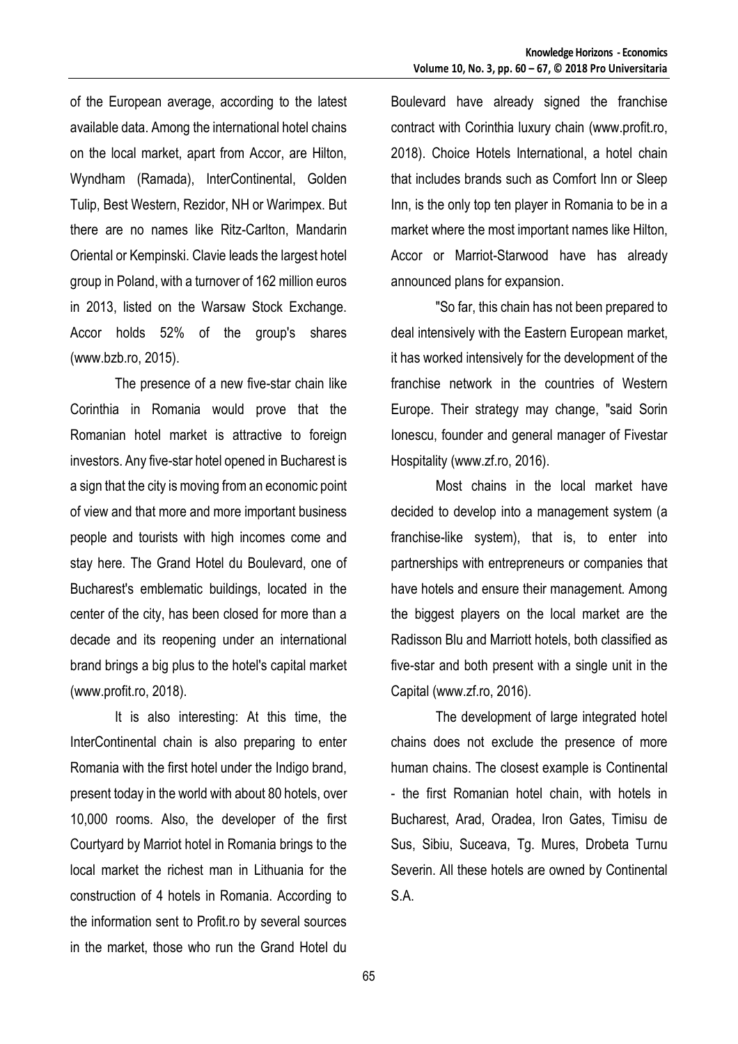of the European average, according to the latest available data. Among the international hotel chains on the local market, apart from Accor, are Hilton, Wyndham (Ramada), InterContinental, Golden Tulip, Best Western, Rezidor, NH or Warimpex. But there are no names like Ritz-Carlton, Mandarin Oriental or Kempinski. Clavie leads the largest hotel group in Poland, with a turnover of 162 million euros in 2013, listed on the Warsaw Stock Exchange. Accor holds 52% of the group's shares (www.bzb.ro, 2015).

The presence of a new five-star chain like Corinthia in Romania would prove that the Romanian hotel market is attractive to foreign investors. Any five-star hotel opened in Bucharest is a sign that the city is moving from an economic point of view and that more and more important business people and tourists with high incomes come and stay here. The Grand Hotel du Boulevard, one of Bucharest's emblematic buildings, located in the center of the city, has been closed for more than a decade and its reopening under an international brand brings a big plus to the hotel's capital market (www.profit.ro, 2018).

It is also interesting: At this time, the InterContinental chain is also preparing to enter Romania with the first hotel under the Indigo brand, present today in the world with about 80 hotels, over 10,000 rooms. Also, the developer of the first Courtyard by Marriot hotel in Romania brings to the local market the richest man in Lithuania for the construction of 4 hotels in Romania. According to the information sent to Profit.ro by several sources in the market, those who run the Grand Hotel du Boulevard have already signed the franchise contract with Corinthia luxury chain (www.profit.ro, 2018). Choice Hotels International, a hotel chain that includes brands such as Comfort Inn or Sleep Inn, is the only top ten player in Romania to be in a market where the most important names like Hilton, Accor or Marriot-Starwood have has already announced plans for expansion.

"So far, this chain has not been prepared to deal intensively with the Eastern European market, it has worked intensively for the development of the franchise network in the countries of Western Europe. Their strategy may change, "said Sorin Ionescu, founder and general manager of Fivestar Hospitality (www.zf.ro, 2016).

Most chains in the local market have decided to develop into a management system (a franchise-like system), that is, to enter into partnerships with entrepreneurs or companies that have hotels and ensure their management. Among the biggest players on the local market are the Radisson Blu and Marriott hotels, both classified as five-star and both present with a single unit in the Capital (www.zf.ro, 2016).

The development of large integrated hotel chains does not exclude the presence of more human chains. The closest example is Continental - the first Romanian hotel chain, with hotels in Bucharest, Arad, Oradea, Iron Gates, Timisu de Sus, Sibiu, Suceava, Tg. Mures, Drobeta Turnu Severin. All these hotels are owned by Continental S.A.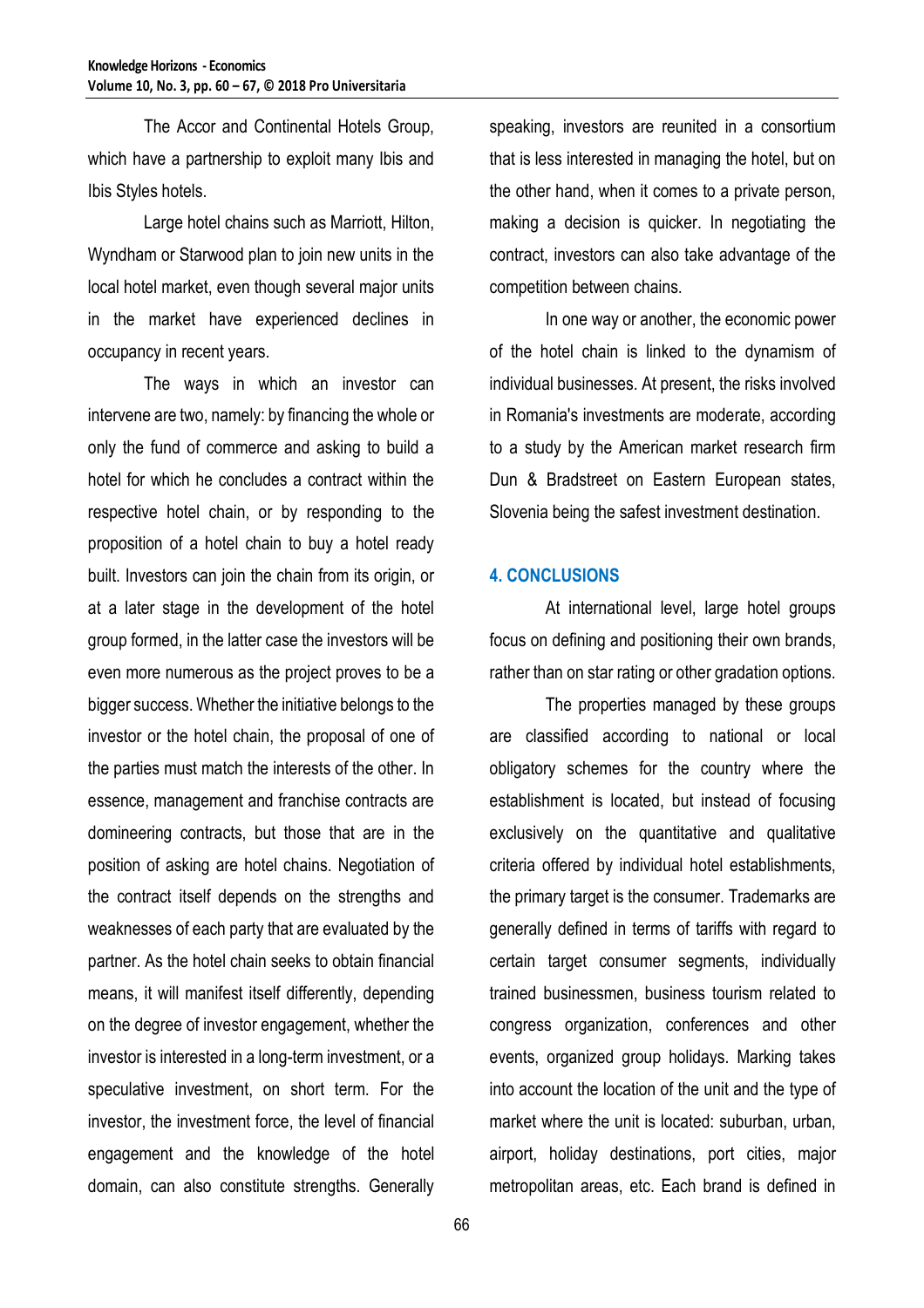The Accor and Continental Hotels Group, which have a partnership to exploit many Ibis and Ibis Styles hotels.

Large hotel chains such as Marriott, Hilton, Wyndham or Starwood plan to join new units in the local hotel market, even though several major units in the market have experienced declines in occupancy in recent years.

The ways in which an investor can intervene are two, namely: by financing the whole or only the fund of commerce and asking to build a hotel for which he concludes a contract within the respective hotel chain, or by responding to the proposition of a hotel chain to buy a hotel ready built. Investors can join the chain from its origin, or at a later stage in the development of the hotel group formed, in the latter case the investors will be even more numerous as the project proves to be a bigger success. Whether the initiative belongs to the investor or the hotel chain, the proposal of one of the parties must match the interests of the other. In essence, management and franchise contracts are domineering contracts, but those that are in the position of asking are hotel chains. Negotiation of the contract itself depends on the strengths and weaknesses of each party that are evaluated by the partner. As the hotel chain seeks to obtain financial means, it will manifest itself differently, depending on the degree of investor engagement, whether the investor is interested in a long-term investment, or a speculative investment, on short term. For the investor, the investment force, the level of financial engagement and the knowledge of the hotel domain, can also constitute strengths. Generally speaking, investors are reunited in a consortium that is less interested in managing the hotel, but on the other hand, when it comes to a private person, making a decision is quicker. In negotiating the contract, investors can also take advantage of the competition between chains.

In one way or another, the economic power of the hotel chain is linked to the dynamism of individual businesses. At present, the risks involved in Romania's investments are moderate, according to a study by the American market research firm Dun & Bradstreet on Eastern European states, Slovenia being the safest investment destination.

## 4. CONCLUSIONS

At international level, large hotel groups focus on defining and positioning their own brands, rather than on star rating or other gradation options.

The properties managed by these groups are classified according to national or local obligatory schemes for the country where the establishment is located, but instead of focusing exclusively on the quantitative and qualitative criteria offered by individual hotel establishments, the primary target is the consumer. Trademarks are generally defined in terms of tariffs with regard to certain target consumer segments, individually trained businessmen, business tourism related to congress organization, conferences and other events, organized group holidays. Marking takes into account the location of the unit and the type of market where the unit is located: suburban, urban, airport, holiday destinations, port cities, major metropolitan areas, etc. Each brand is defined in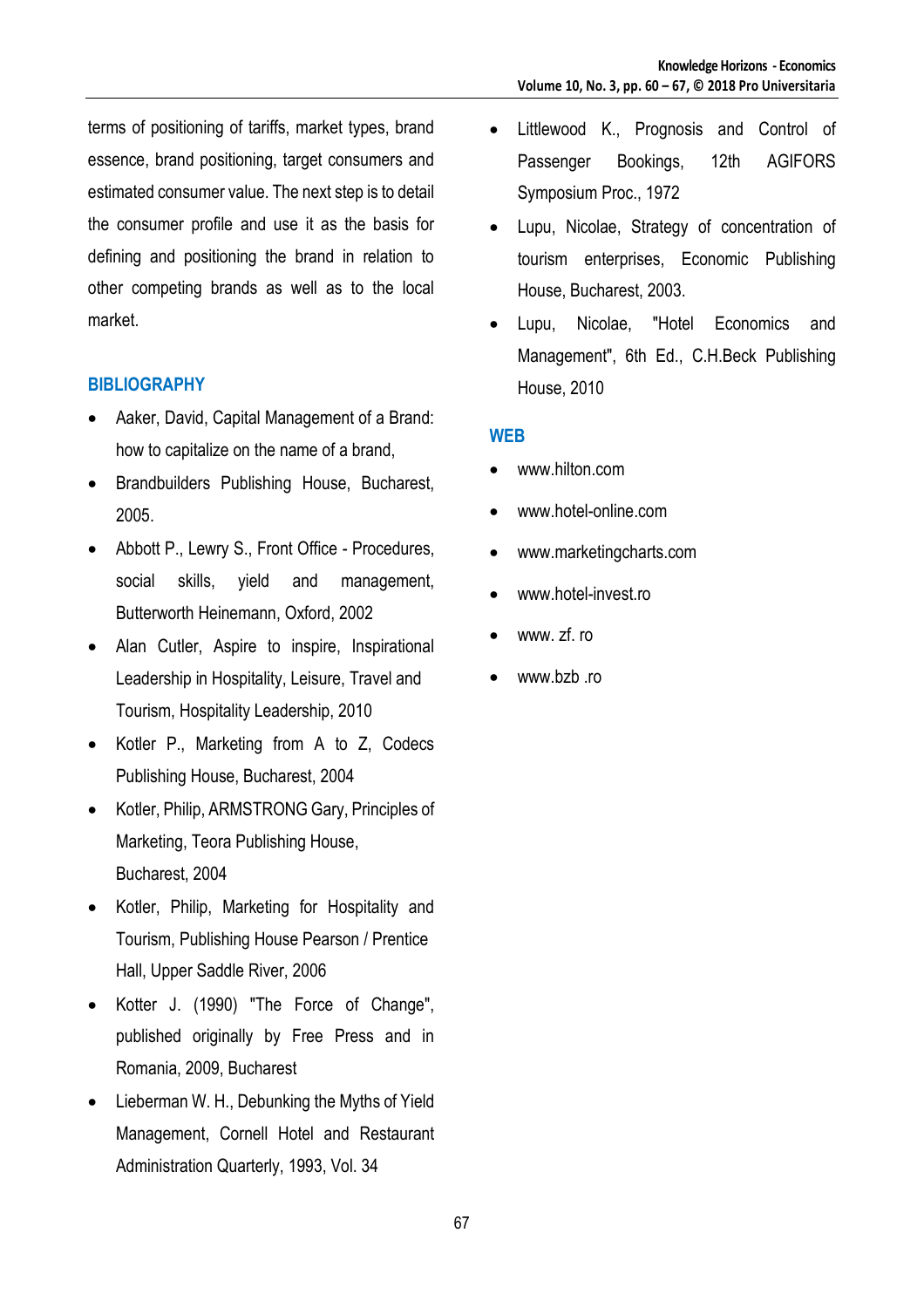terms of positioning of tariffs, market types, brand essence, brand positioning, target consumers and estimated consumer value. The next step is to detail the consumer profile and use it as the basis for defining and positioning the brand in relation to other competing brands as well as to the local market.

## BIBLIOGRAPHY

- Aaker, David, Capital Management of a Brand: how to capitalize on the name of a brand,
- Brandbuilders Publishing House, Bucharest, 2005.
- Abbott P., Lewry S., Front Office - Procedures, social skills, yield and management, Butterworth Heinemann, Oxford, 2002
- Alan Cutler, Aspire to inspire, Inspirational Leadership in Hospitality, Leisure, Travel and Tourism, Hospitality Leadership, 2010
- Kotler P., Marketing from A to Z, Codecs Publishing House, Bucharest, 2004
- Kotler, Philip, ARMSTRONG Gary, Principles of Marketing, Teora Publishing House, Bucharest, 2004
- Kotler, Philip, Marketing for Hospitality and Tourism, Publishing House Pearson / Prentice Hall, Upper Saddle River, 2006
- Kotter J. (1990) "The Force of Change", published originally by Free Press and in Romania, 2009, Bucharest
- Lieberman W. H., Debunking the Myths of Yield Management, Cornell Hotel and Restaurant Administration Quarterly, 1993, Vol. 34
- Littlewood K., Prognosis and Control of Passenger Bookings, 12th AGIFORS Symposium Proc., 1972
- Lupu, Nicolae, Strategy of concentration of tourism enterprises, Economic Publishing House, Bucharest, 2003.
- Lupu, Nicolae, "Hotel Economics and Management", 6th Ed., C.H.Beck Publishing House, 2010

## WEB

- www.hilton.com
- www.hotel-online.com
- www.marketingcharts.com
- www.hotel-invest.ro
- www. zf. ro
- www.bzb .ro